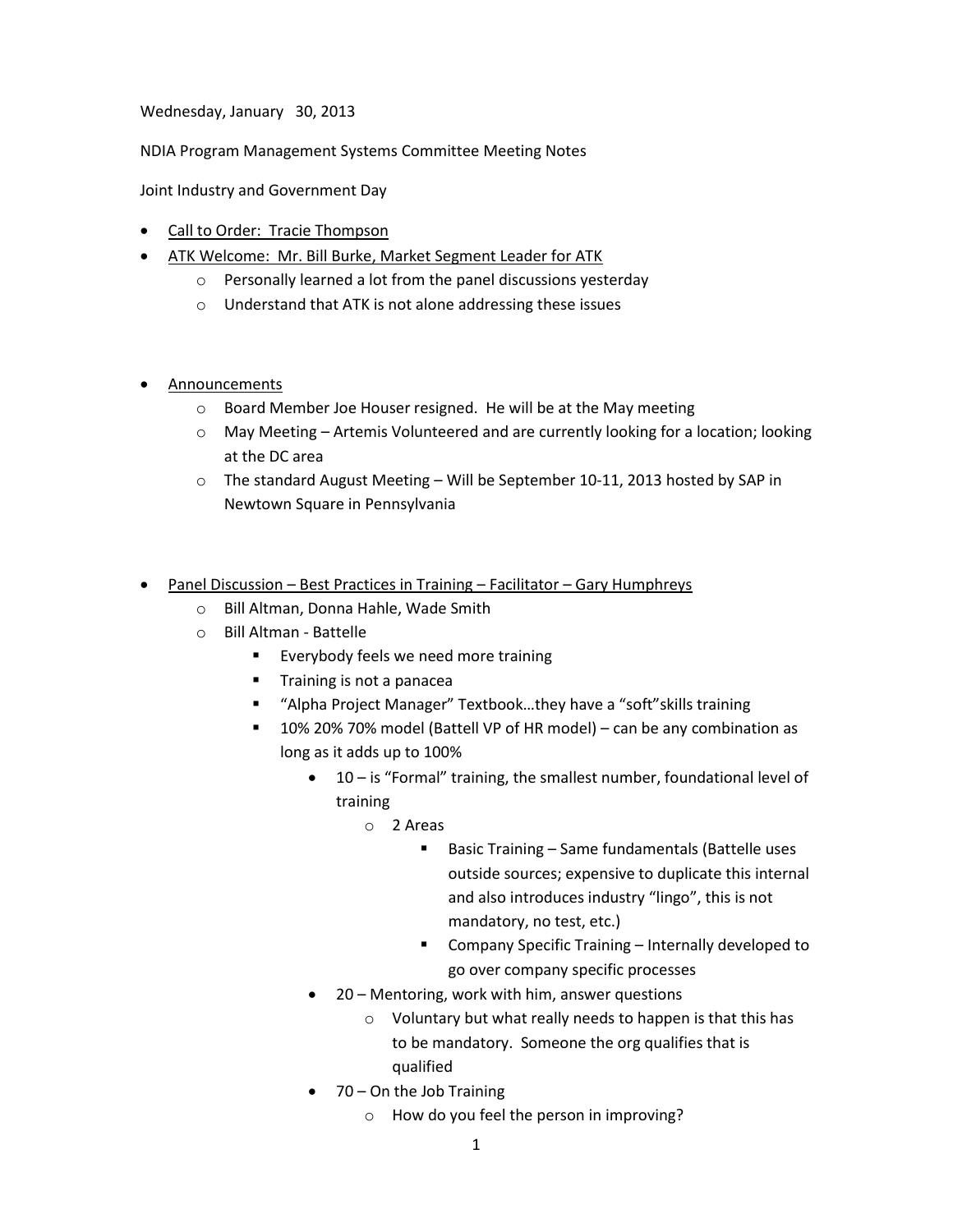Wednesday, January 30, 2013

NDIA Program Management Systems Committee Meeting Notes

Joint Industry and Government Day

- Call to Order: Tracie Thompson
- ATK Welcome: Mr. Bill Burke, Market Segment Leader for ATK
  - Personally learned a lot from the panel discussions yesterday
  - Understand that ATK is not alone addressing these issues

- Announcements
  - Board Member Joe Houser resigned. He will be at the May meeting
  - May Meeting – Artemis Volunteered and are currently looking for a location; looking at the DC area
  - The standard August Meeting – Will be September 10-11, 2013 hosted by SAP in Newtown Square in Pennsylvania

- Panel Discussion – Best Practices in Training – Facilitator – Gary Humphreys
  - Bill Altman, Donna Hahle, Wade Smith
  - Bill Altman - Battelle
    - Everybody feels we need more training
    - Training is not a panacea
    - "Alpha Project Manager" Textbook…they have a "soft"skills training
    - 10% 20% 70% model (Battell VP of HR model) – can be any combination as long as it adds up to 100%
      - 10 – is "Formal" training, the smallest number, foundational level of training
        - 2 Areas
          - Basic Training – Same fundamentals (Battelle uses outside sources; expensive to duplicate this internal and also introduces industry "lingo", this is not mandatory, no test, etc.)
          - Company Specific Training – Internally developed to go over company specific processes
      - 20 – Mentoring, work with him, answer questions
        - Voluntary but what really needs to happen is that this has to be mandatory. Someone the org qualifies that is qualified
      - 70 – On the Job Training
        - How do you feel the person in improving?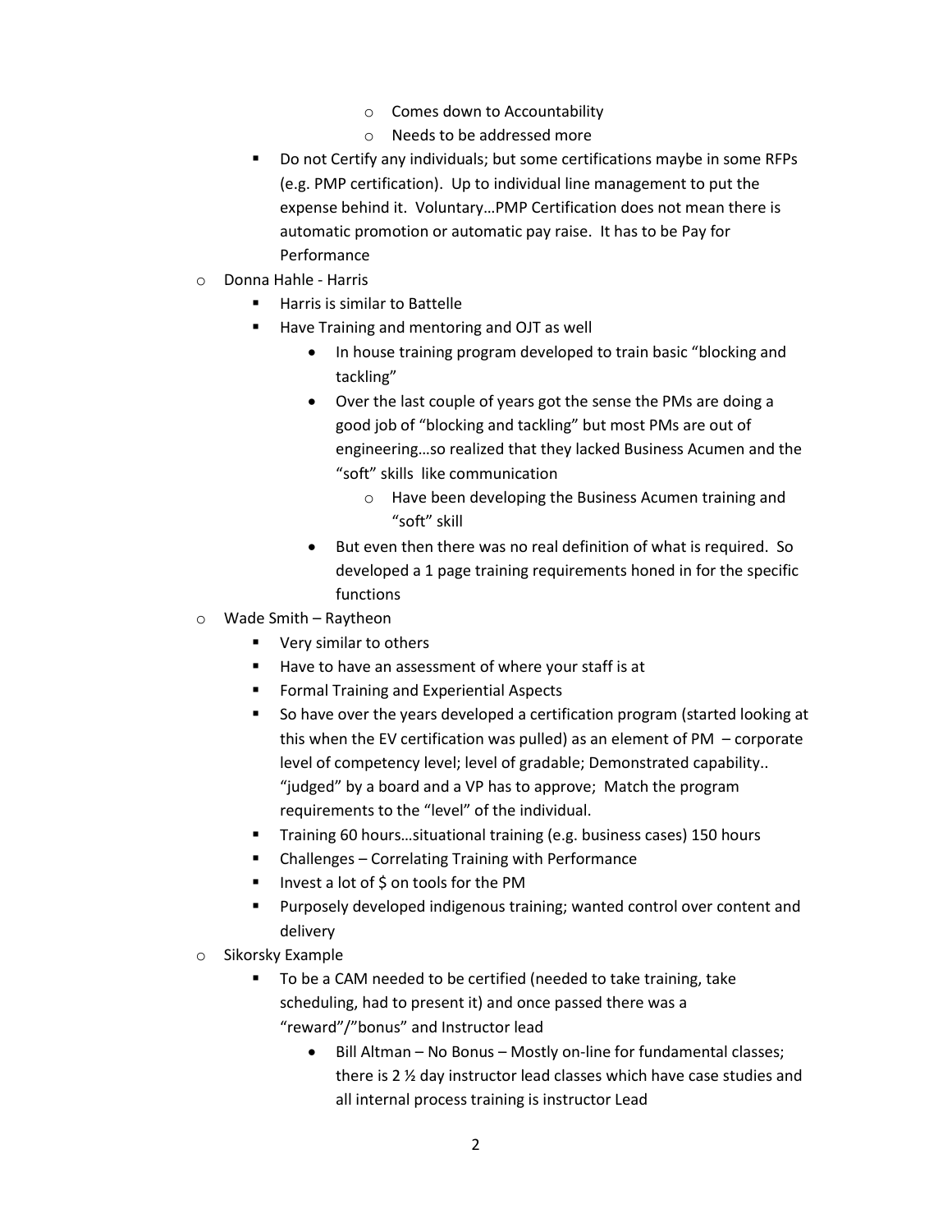- Comes down to Accountability
        - Needs to be addressed more
    - Do not Certify any individuals; but some certifications maybe in some RFPs (e.g. PMP certification). Up to individual line management to put the expense behind it. Voluntary…PMP Certification does not mean there is automatic promotion or automatic pay raise. It has to be Pay for Performance
- Donna Hahle - Harris
    - Harris is similar to Battelle
    - Have Training and mentoring and OJT as well
        - In house training program developed to train basic "blocking and tackling"
        - Over the last couple of years got the sense the PMs are doing a good job of "blocking and tackling" but most PMs are out of engineering…so realized that they lacked Business Acumen and the "soft" skills like communication
            - Have been developing the Business Acumen training and "soft" skill
        - But even then there was no real definition of what is required. So developed a 1 page training requirements honed in for the specific functions
- Wade Smith – Raytheon
    - Very similar to others
    - Have to have an assessment of where your staff is at
    - Formal Training and Experiential Aspects
    - So have over the years developed a certification program (started looking at this when the EV certification was pulled) as an element of PM – corporate level of competency level; level of gradable; Demonstrated capability.. "judged" by a board and a VP has to approve; Match the program requirements to the "level" of the individual.
    - Training 60 hours…situational training (e.g. business cases) 150 hours
    - Challenges – Correlating Training with Performance
    - Invest a lot of $ on tools for the PM
    - Purposely developed indigenous training; wanted control over content and delivery
- Sikorsky Example
    - To be a CAM needed to be certified (needed to take training, take scheduling, had to present it) and once passed there was a "reward"/"bonus" and Instructor lead
        - Bill Altman – No Bonus – Mostly on-line for fundamental classes; there is 2 ½ day instructor lead classes which have case studies and all internal process training is instructor Lead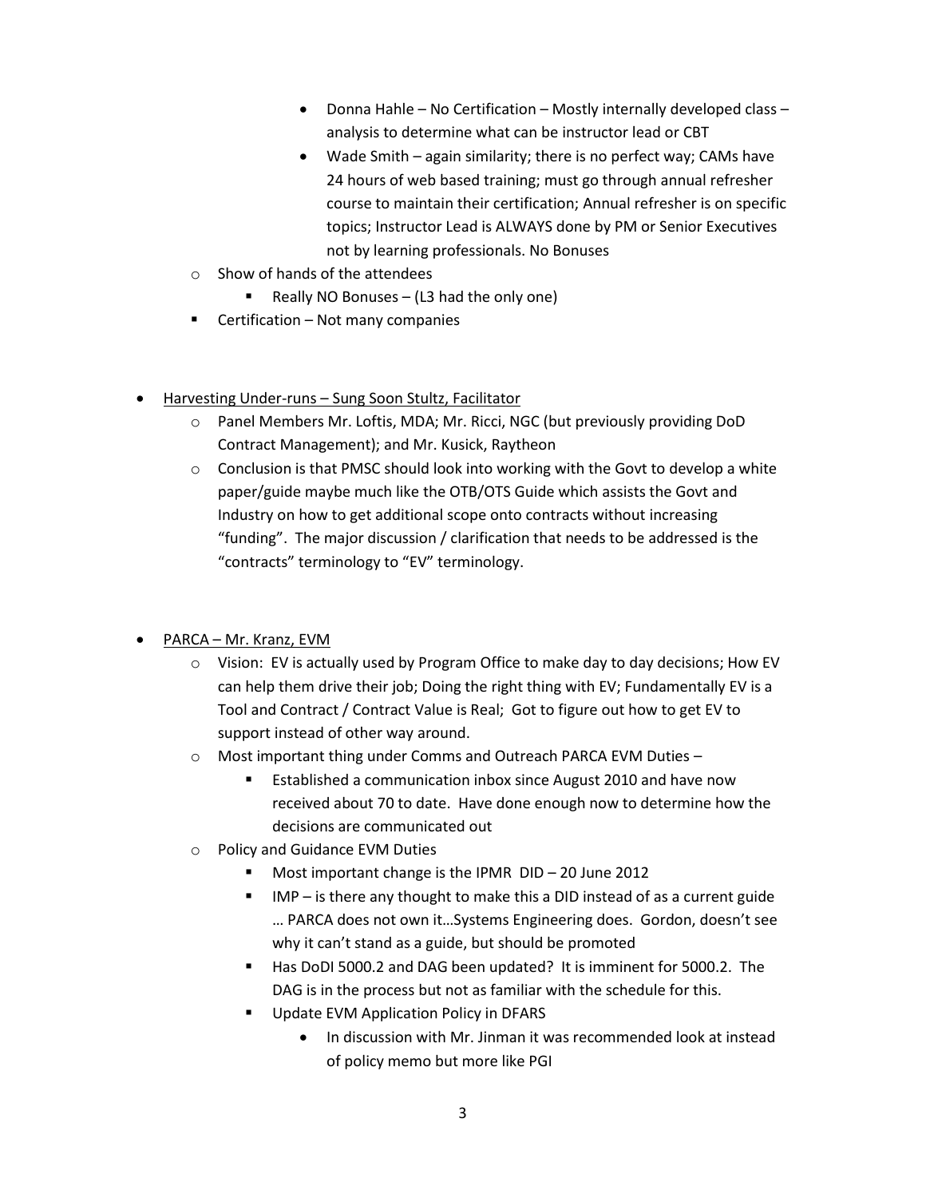- Donna Hahle – No Certification – Mostly internally developed class – analysis to determine what can be instructor lead or CBT
      - Wade Smith – again similarity; there is no perfect way; CAMs have 24 hours of web based training; must go through annual refresher course to maintain their certification; Annual refresher is on specific topics; Instructor Lead is ALWAYS done by PM or Senior Executives not by learning professionals. No Bonuses
  - Show of hands of the attendees
    - Really NO Bonuses – (L3 had the only one)
    - Certification – Not many companies

- <u>Harvesting Under-runs – Sung Soon Stultz, Facilitator</u>
  - Panel Members Mr. Loftis, MDA; Mr. Ricci, NGC (but previously providing DoD Contract Management); and Mr. Kusick, Raytheon
  - Conclusion is that PMSC should look into working with the Govt to develop a white paper/guide maybe much like the OTB/OTS Guide which assists the Govt and Industry on how to get additional scope onto contracts without increasing "funding". The major discussion / clarification that needs to be addressed is the "contracts" terminology to "EV" terminology.

- <u>PARCA – Mr. Kranz, EVM</u>
  - Vision: EV is actually used by Program Office to make day to day decisions; How EV can help them drive their job; Doing the right thing with EV; Fundamentally EV is a Tool and Contract / Contract Value is Real; Got to figure out how to get EV to support instead of other way around.
  - Most important thing under Comms and Outreach PARCA EVM Duties –
    - Established a communication inbox since August 2010 and have now received about 70 to date. Have done enough now to determine how the decisions are communicated out
  - Policy and Guidance EVM Duties
    - Most important change is the IPMR DID – 20 June 2012
    - IMP – is there any thought to make this a DID instead of as a current guide … PARCA does not own it…Systems Engineering does. Gordon, doesn't see why it can't stand as a guide, but should be promoted
    - Has DoDI 5000.2 and DAG been updated? It is imminent for 5000.2. The DAG is in the process but not as familiar with the schedule for this.
    - Update EVM Application Policy in DFARS
      - In discussion with Mr. Jinman it was recommended look at instead of policy memo but more like PGI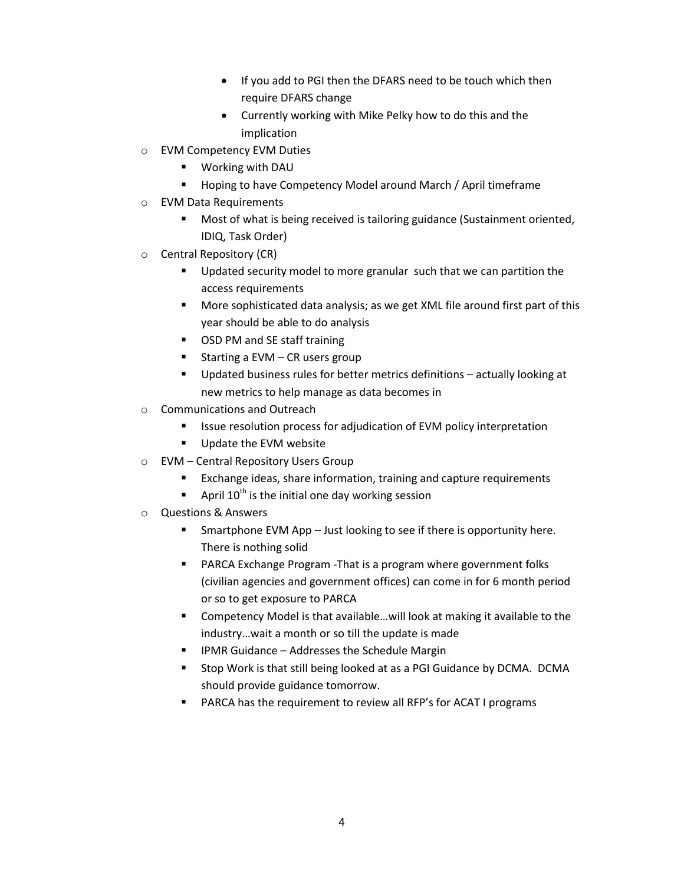- If you add to PGI then the DFARS need to be touch which then require DFARS change
        - Currently working with Mike Pelky how to do this and the implication
- EVM Competency EVM Duties
    - Working with DAU
    - Hoping to have Competency Model around March / April timeframe
- EVM Data Requirements
    - Most of what is being received is tailoring guidance (Sustainment oriented, IDIQ, Task Order)
- Central Repository (CR)
    - Updated security model to more granular such that we can partition the access requirements
    - More sophisticated data analysis; as we get XML file around first part of this year should be able to do analysis
    - OSD PM and SE staff training
    - Starting a EVM – CR users group
    - Updated business rules for better metrics definitions – actually looking at new metrics to help manage as data becomes in
- Communications and Outreach
    - Issue resolution process for adjudication of EVM policy interpretation
    - Update the EVM website
- EVM – Central Repository Users Group
    - Exchange ideas, share information, training and capture requirements
    - April 10th is the initial one day working session
- Questions & Answers
    - Smartphone EVM App – Just looking to see if there is opportunity here. There is nothing solid
    - PARCA Exchange Program -That is a program where government folks (civilian agencies and government offices) can come in for 6 month period or so to get exposure to PARCA
    - Competency Model is that available…will look at making it available to the industry…wait a month or so till the update is made
    - IPMR Guidance – Addresses the Schedule Margin
    - Stop Work is that still being looked at as a PGI Guidance by DCMA. DCMA should provide guidance tomorrow.
    - PARCA has the requirement to review all RFP's for ACAT I programs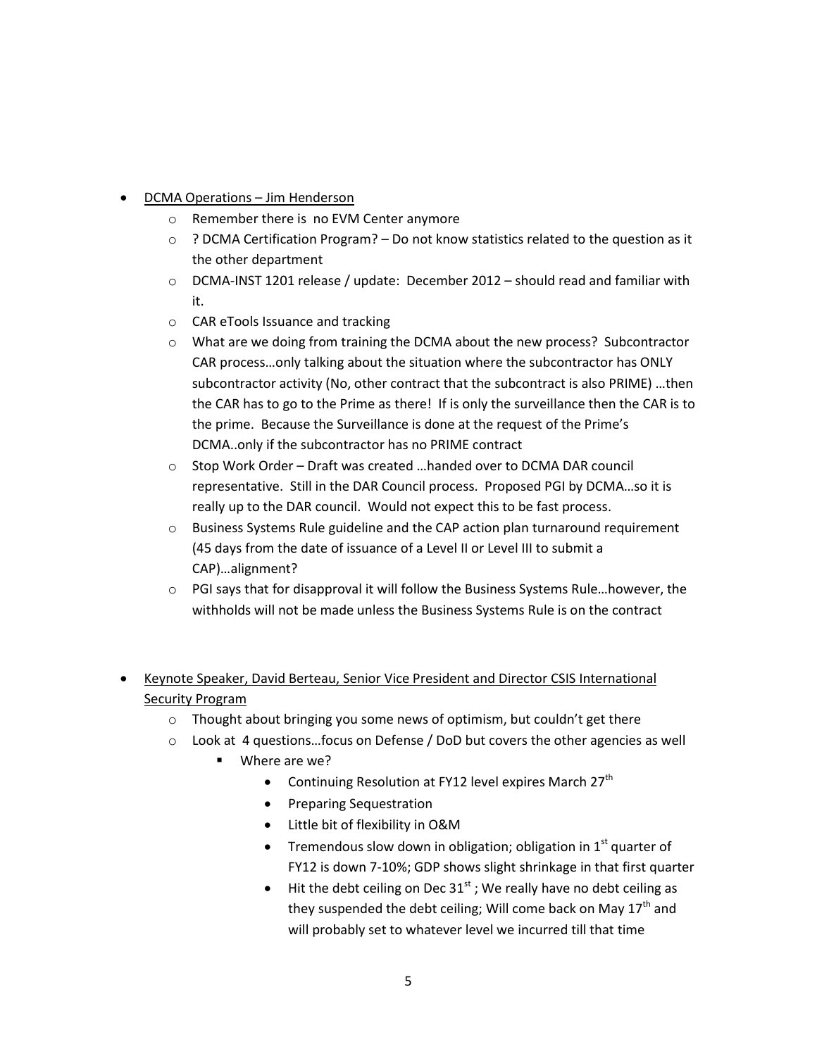- DCMA Operations – Jim Henderson
    - Remember there is  no EVM Center anymore
    - ? DCMA Certification Program? – Do not know statistics related to the question as it the other department
    - DCMA-INST 1201 release / update:  December 2012 – should read and familiar with it.
    - CAR eTools Issuance and tracking
    - What are we doing from training the DCMA about the new process?  Subcontractor CAR process…only talking about the situation where the subcontractor has ONLY subcontractor activity (No, other contract that the subcontract is also PRIME) …then the CAR has to go to the Prime as there!  If is only the surveillance then the CAR is to the prime.  Because the Surveillance is done at the request of the Prime's DCMA..only if the subcontractor has no PRIME contract
    - Stop Work Order – Draft was created …handed over to DCMA DAR council representative.  Still in the DAR Council process.  Proposed PGI by DCMA…so it is really up to the DAR council.  Would not expect this to be fast process.
    - Business Systems Rule guideline and the CAP action plan turnaround requirement (45 days from the date of issuance of a Level II or Level III to submit a CAP)…alignment?
    - PGI says that for disapproval it will follow the Business Systems Rule…however, the withholds will not be made unless the Business Systems Rule is on the contract

- Keynote Speaker, David Berteau, Senior Vice President and Director CSIS International Security Program
    - Thought about bringing you some news of optimism, but couldn't get there
    - Look at  4 questions…focus on Defense / DoD but covers the other agencies as well
        - Where are we?
            - Continuing Resolution at FY12 level expires March 27th
            - Preparing Sequestration
            - Little bit of flexibility in O&M
            - Tremendous slow down in obligation; obligation in 1st quarter of FY12 is down 7-10%; GDP shows slight shrinkage in that first quarter
            - Hit the debt ceiling on Dec 31st ; We really have no debt ceiling as they suspended the debt ceiling; Will come back on May 17th and will probably set to whatever level we incurred till that time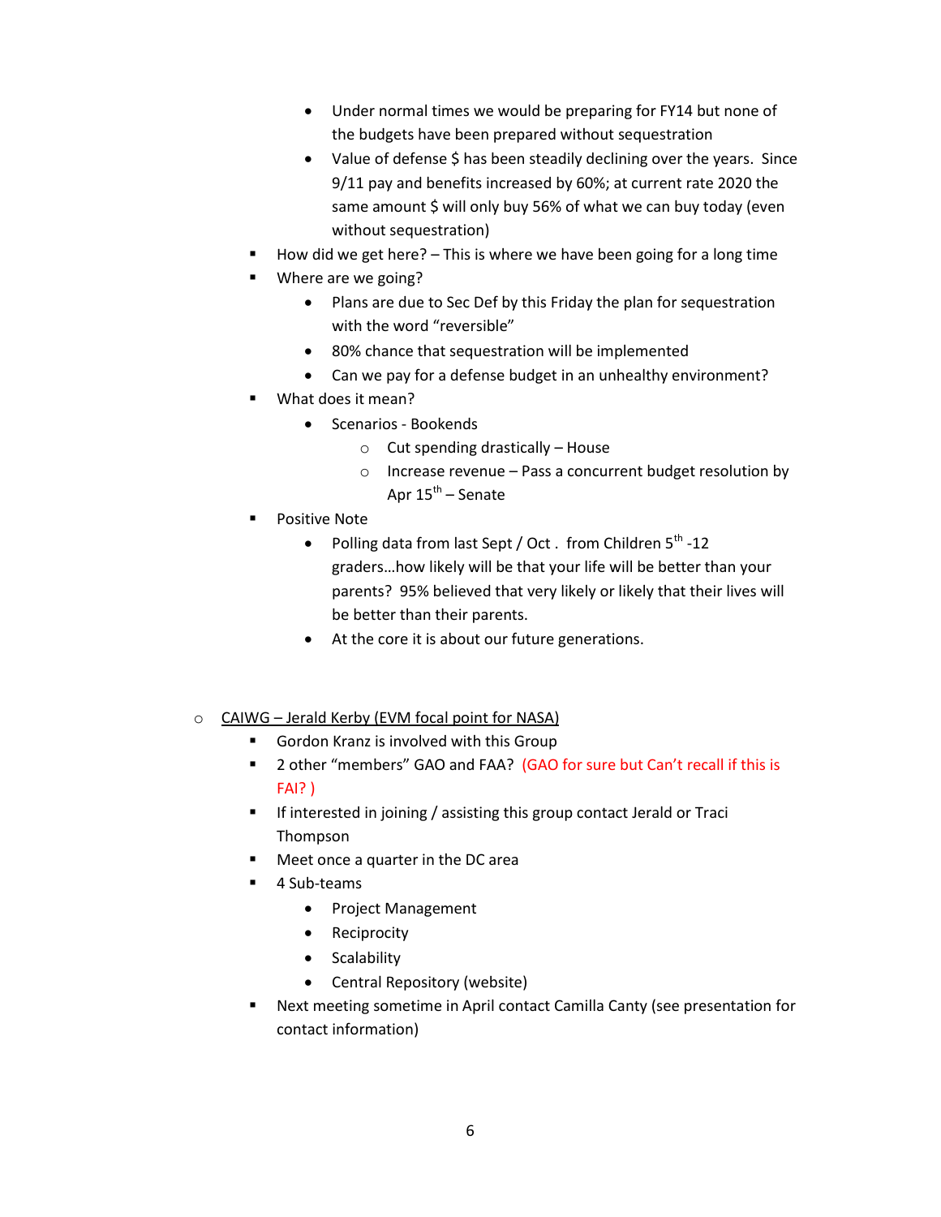- Under normal times we would be preparing for FY14 but none of the budgets have been prepared without sequestration
      - Value of defense $ has been steadily declining over the years. Since 9/11 pay and benefits increased by 60%; at current rate 2020 the same amount $ will only buy 56% of what we can buy today (even without sequestration)
    - How did we get here? – This is where we have been going for a long time
    - Where are we going?
      - Plans are due to Sec Def by this Friday the plan for sequestration with the word "reversible"
      - 80% chance that sequestration will be implemented
      - Can we pay for a defense budget in an unhealthy environment?
    - What does it mean?
      - Scenarios - Bookends
        - Cut spending drastically – House
        - Increase revenue – Pass a concurrent budget resolution by Apr 15th – Senate
    - Positive Note
      - Polling data from last Sept / Oct . from Children 5th -12 graders…how likely will be that your life will be better than your parents? 95% believed that very likely or likely that their lives will be better than their parents.
      - At the core it is about our future generations.

  - <u>CAIWG – Jerald Kerby (EVM focal point for NASA)</u>
    - Gordon Kranz is involved with this Group
    - 2 other "members" GAO and FAA? (GAO for sure but Can't recall if this is FAI? )
    - If interested in joining / assisting this group contact Jerald or Traci Thompson
    - Meet once a quarter in the DC area
    - 4 Sub-teams
      - Project Management
      - Reciprocity
      - Scalability
      - Central Repository (website)
    - Next meeting sometime in April contact Camilla Canty (see presentation for contact information)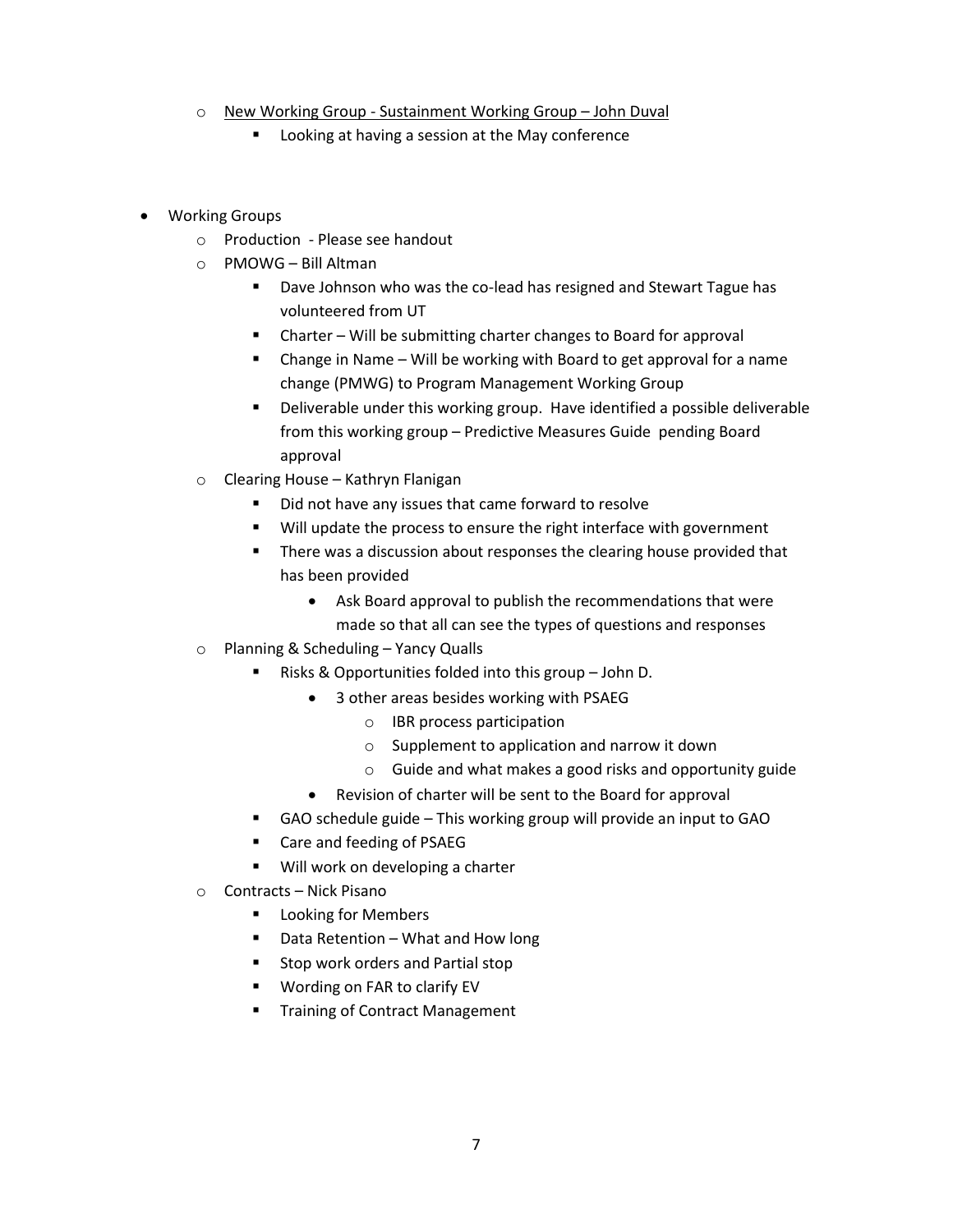- <u>New Working Group - Sustainment Working Group – John Duval</u>
    - Looking at having a session at the May conference

- Working Groups
  - Production - Please see handout
  - PMOWG – Bill Altman
    - Dave Johnson who was the co-lead has resigned and Stewart Tague has volunteered from UT
    - Charter – Will be submitting charter changes to Board for approval
    - Change in Name – Will be working with Board to get approval for a name change (PMWG) to Program Management Working Group
    - Deliverable under this working group. Have identified a possible deliverable from this working group – Predictive Measures Guide pending Board approval
  - Clearing House – Kathryn Flanigan
    - Did not have any issues that came forward to resolve
    - Will update the process to ensure the right interface with government
    - There was a discussion about responses the clearing house provided that has been provided
      - Ask Board approval to publish the recommendations that were made so that all can see the types of questions and responses
  - Planning & Scheduling – Yancy Qualls
    - Risks & Opportunities folded into this group – John D.
      - 3 other areas besides working with PSAEG
        - IBR process participation
        - Supplement to application and narrow it down
        - Guide and what makes a good risks and opportunity guide
      - Revision of charter will be sent to the Board for approval
    - GAO schedule guide – This working group will provide an input to GAO
    - Care and feeding of PSAEG
    - Will work on developing a charter
  - Contracts – Nick Pisano
    - Looking for Members
    - Data Retention – What and How long
    - Stop work orders and Partial stop
    - Wording on FAR to clarify EV
    - Training of Contract Management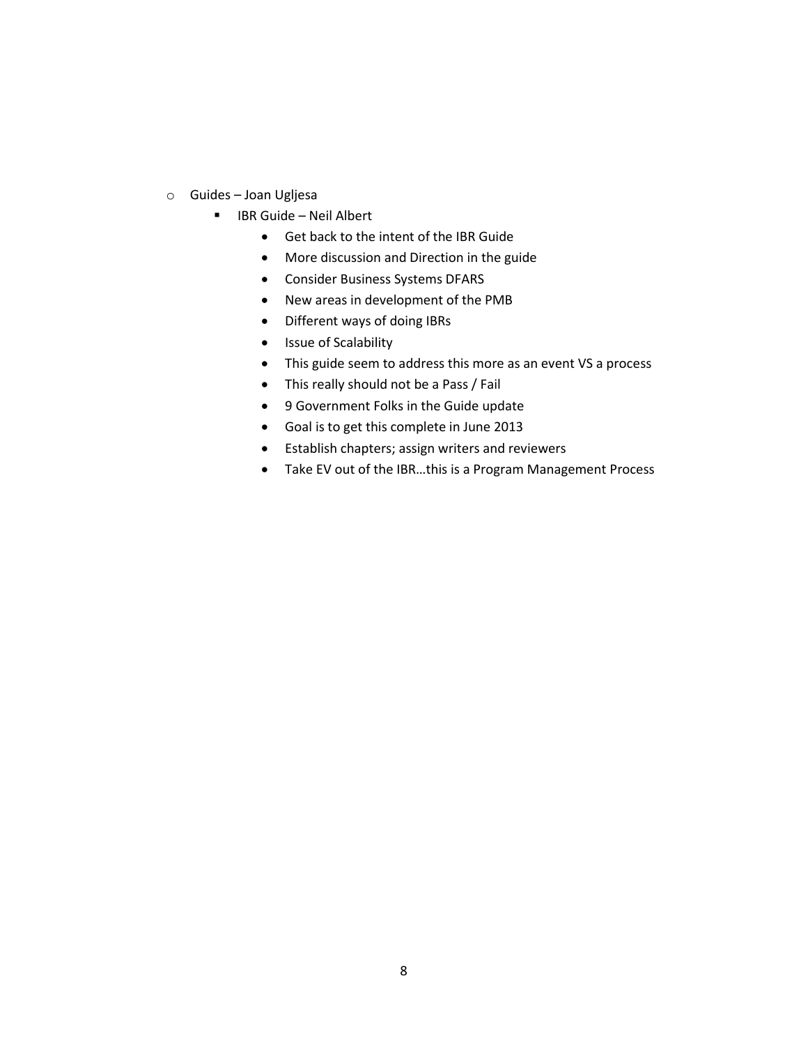- Guides – Joan Ugljesa
  - IBR Guide – Neil Albert
    - Get back to the intent of the IBR Guide
    - More discussion and Direction in the guide
    - Consider Business Systems DFARS
    - New areas in development of the PMB
    - Different ways of doing IBRs
    - Issue of Scalability
    - This guide seem to address this more as an event VS a process
    - This really should not be a Pass / Fail
    - 9 Government Folks in the Guide update
    - Goal is to get this complete in June 2013
    - Establish chapters; assign writers and reviewers
    - Take EV out of the IBR…this is a Program Management Process